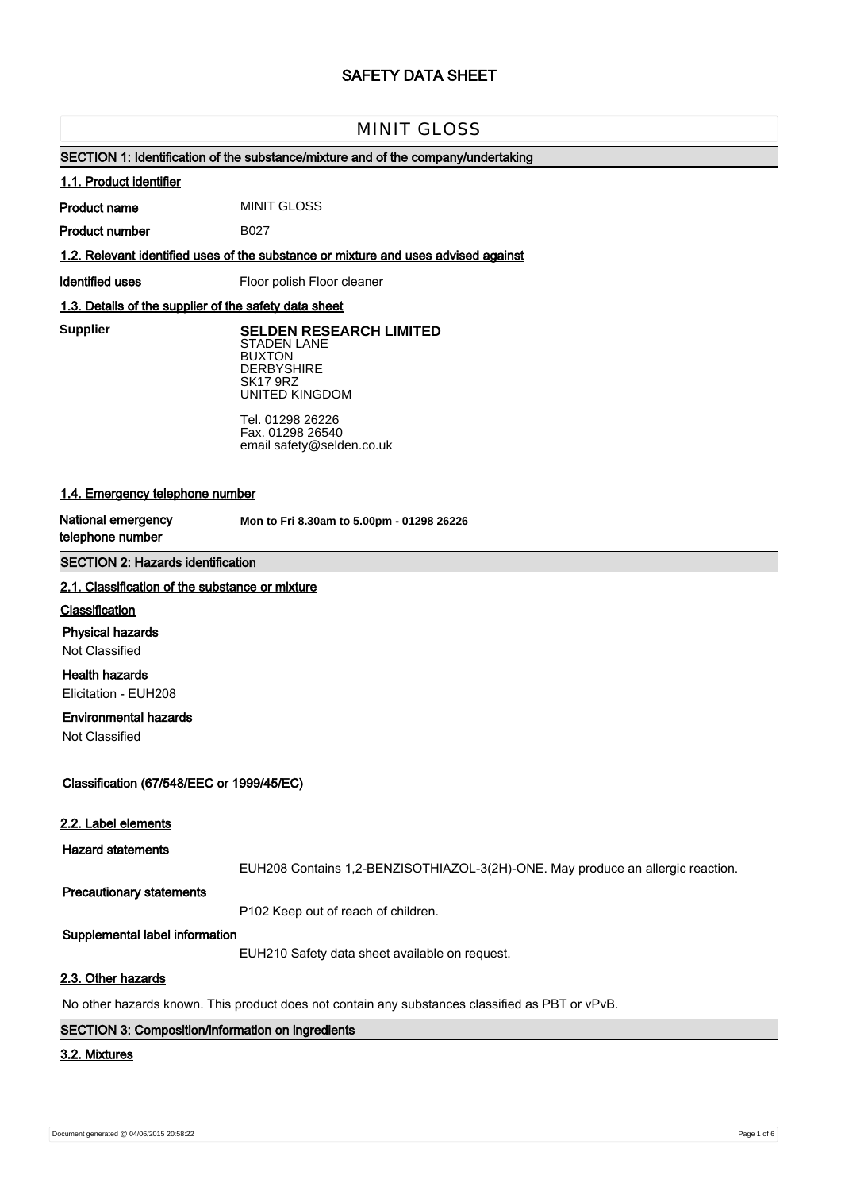# SAFETY DATA SHEET

## MINIT GLOSS

### SECTION 1: Identification of the substance/mixture and of the company/undertaking

#### 1.1. Product identifier

**Product name** MINIT GLOSS

**Product number** B027

#### 1.2. Relevant identified uses of the substance or mixture and uses advised against

**Identified uses** Floor polish Floor cleaner

#### 1.3. Details of the supplier of the safety data sheet

**Supplier**

**SELDEN RESEARCH LIMITED**
STADEN LANE
BUXTON
DERBYSHIRE
SK17 9RZ
UNITED KINGDOM

Tel. 01298 26226
Fax. 01298 26540
email safety@selden.co.uk

#### 1.4. Emergency telephone number

**National emergency telephone number** **Mon to Fri 8.30am to 5.00pm - 01298 26226**

### SECTION 2: Hazards identification

#### 2.1. Classification of the substance or mixture

**Classification**

**Physical hazards**
Not Classified

**Health hazards**
Elicitation - EUH208

**Environmental hazards**
Not Classified

**Classification (67/548/EEC or 1999/45/EC)**

#### 2.2. Label elements

**Hazard statements**

EUH208 Contains 1,2-BENZISOTHIAZOL-3(2H)-ONE. May produce an allergic reaction.

**Precautionary statements**

P102 Keep out of reach of children.

**Supplemental label information**

EUH210 Safety data sheet available on request.

#### 2.3. Other hazards

No other hazards known. This product does not contain any substances classified as PBT or vPvB.

### SECTION 3: Composition/information on ingredients

#### 3.2. Mixtures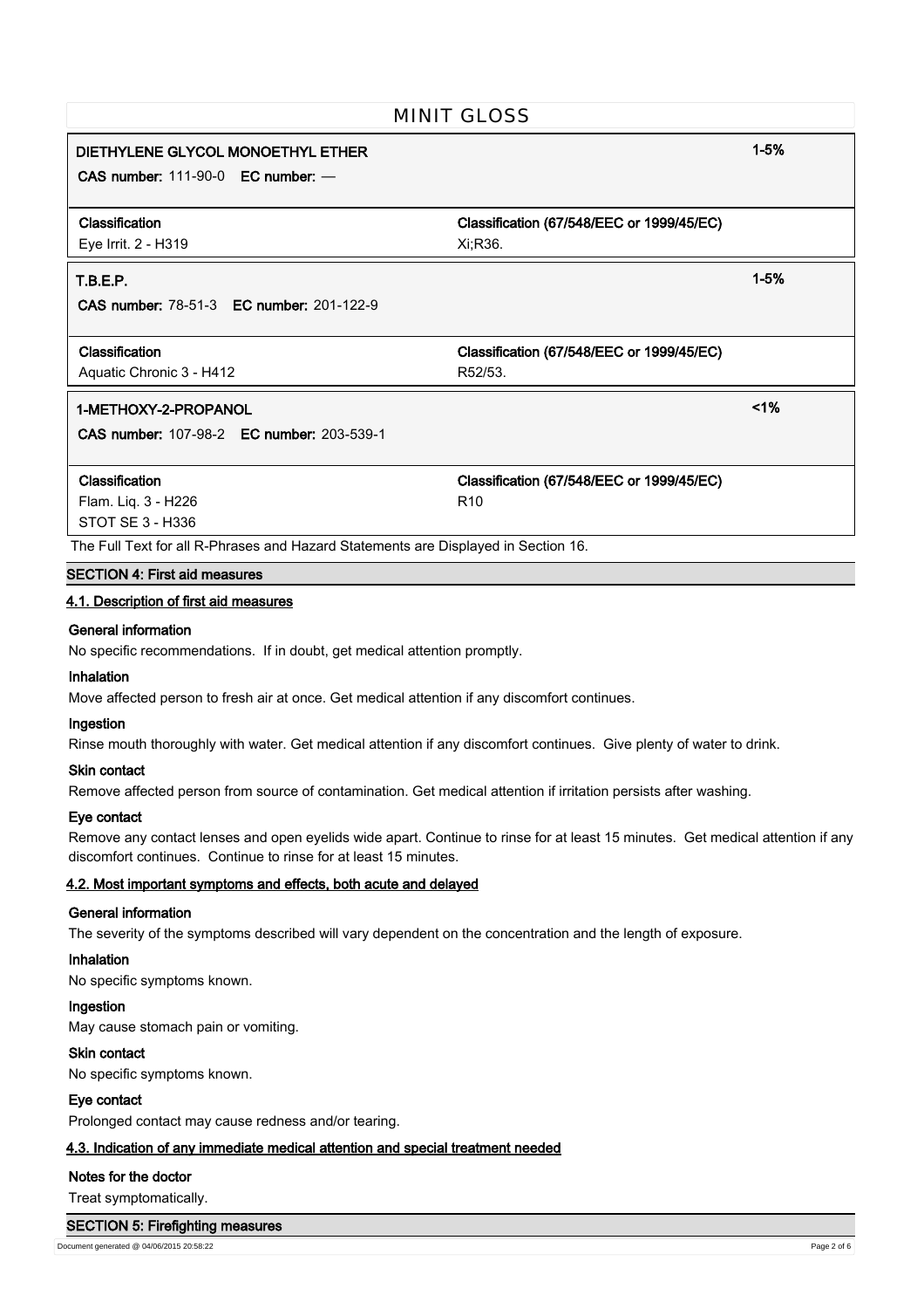**DIETHYLENE GLYCOL MONOETHYL ETHER** — 1-5%

**CAS number:** 111-90-0 **EC number:** —

| Classification | Classification (67/548/EEC or 1999/45/EC) |
| --- | --- |
| Eye Irrit. 2 - H319 | Xi;R36. |

**T.B.E.P.** — 1-5%

**CAS number:** 78-51-3 **EC number:** 201-122-9

| Classification | Classification (67/548/EEC or 1999/45/EC) |
| --- | --- |
| Aquatic Chronic 3 - H412 | R52/53. |

**1-METHOXY-2-PROPANOL** — <1%

**CAS number:** 107-98-2 **EC number:** 203-539-1

| Classification | Classification (67/548/EEC or 1999/45/EC) |
| --- | --- |
| Flam. Liq. 3 - H226<br>STOT SE 3 - H336 | R10 |

The Full Text for all R-Phrases and Hazard Statements are Displayed in Section 16.

## SECTION 4: First aid measures

### 4.1. Description of first aid measures

**General information**

No specific recommendations. If in doubt, get medical attention promptly.

**Inhalation**

Move affected person to fresh air at once. Get medical attention if any discomfort continues.

**Ingestion**

Rinse mouth thoroughly with water. Get medical attention if any discomfort continues. Give plenty of water to drink.

**Skin contact**

Remove affected person from source of contamination. Get medical attention if irritation persists after washing.

**Eye contact**

Remove any contact lenses and open eyelids wide apart. Continue to rinse for at least 15 minutes. Get medical attention if any discomfort continues. Continue to rinse for at least 15 minutes.

### 4.2. Most important symptoms and effects, both acute and delayed

**General information**

The severity of the symptoms described will vary dependent on the concentration and the length of exposure.

**Inhalation**

No specific symptoms known.

**Ingestion**

May cause stomach pain or vomiting.

**Skin contact**

No specific symptoms known.

**Eye contact**

Prolonged contact may cause redness and/or tearing.

### 4.3. Indication of any immediate medical attention and special treatment needed

**Notes for the doctor**

Treat symptomatically.

## SECTION 5: Firefighting measures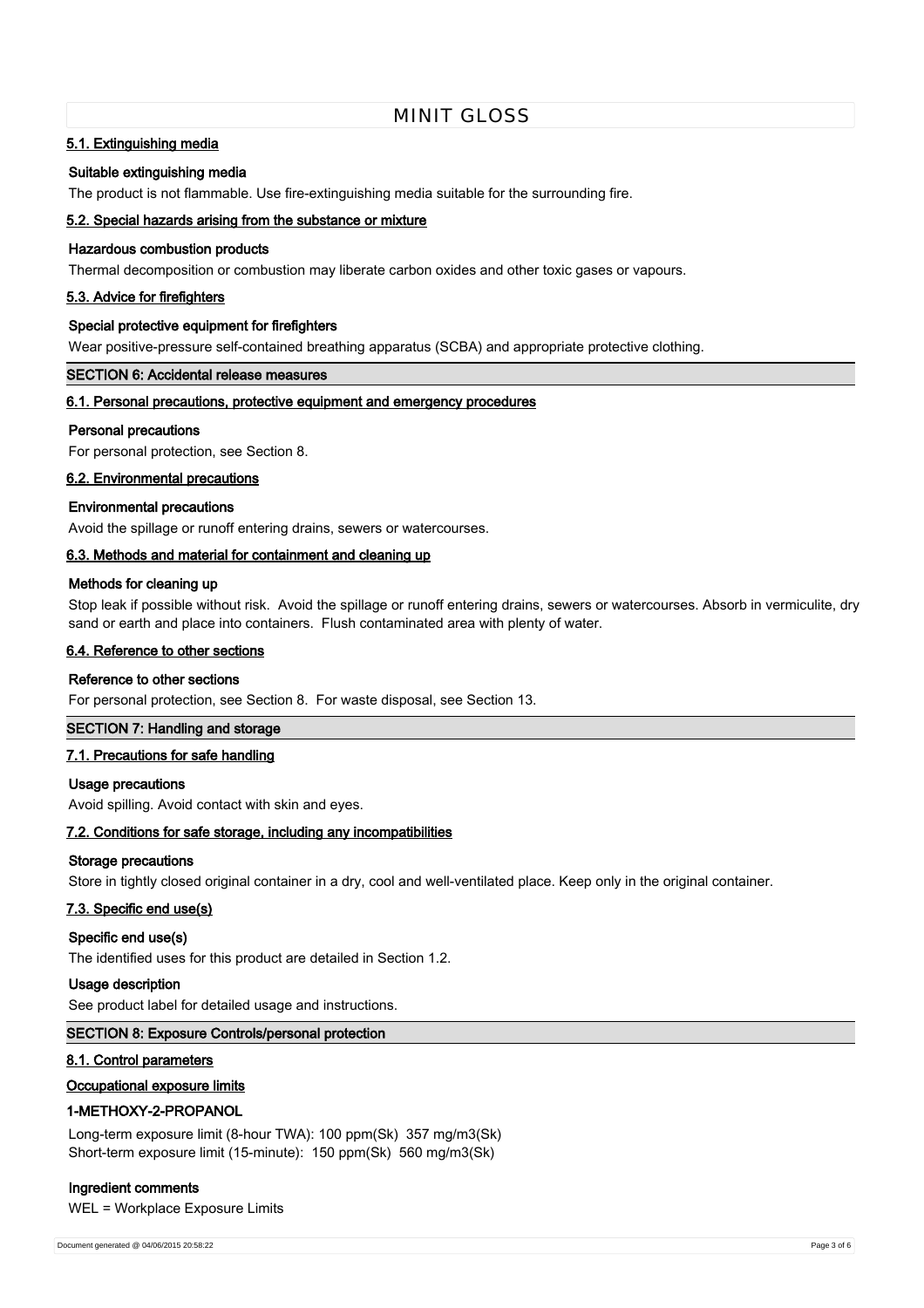### 5.1. Extinguishing media

**Suitable extinguishing media**

The product is not flammable. Use fire-extinguishing media suitable for the surrounding fire.

### 5.2. Special hazards arising from the substance or mixture

**Hazardous combustion products**

Thermal decomposition or combustion may liberate carbon oxides and other toxic gases or vapours.

### 5.3. Advice for firefighters

**Special protective equipment for firefighters**

Wear positive-pressure self-contained breathing apparatus (SCBA) and appropriate protective clothing.

## SECTION 6: Accidental release measures

### 6.1. Personal precautions, protective equipment and emergency procedures

**Personal precautions**

For personal protection, see Section 8.

### 6.2. Environmental precautions

**Environmental precautions**

Avoid the spillage or runoff entering drains, sewers or watercourses.

### 6.3. Methods and material for containment and cleaning up

**Methods for cleaning up**

Stop leak if possible without risk. Avoid the spillage or runoff entering drains, sewers or watercourses. Absorb in vermiculite, dry sand or earth and place into containers. Flush contaminated area with plenty of water.

### 6.4. Reference to other sections

**Reference to other sections**

For personal protection, see Section 8. For waste disposal, see Section 13.

## SECTION 7: Handling and storage

### 7.1. Precautions for safe handling

**Usage precautions**

Avoid spilling. Avoid contact with skin and eyes.

### 7.2. Conditions for safe storage, including any incompatibilities

**Storage precautions**

Store in tightly closed original container in a dry, cool and well-ventilated place. Keep only in the original container.

### 7.3. Specific end use(s)

**Specific end use(s)**

The identified uses for this product are detailed in Section 1.2.

**Usage description**

See product label for detailed usage and instructions.

## SECTION 8: Exposure Controls/personal protection

### 8.1. Control parameters

**Occupational exposure limits**

**1-METHOXY-2-PROPANOL**

Long-term exposure limit (8-hour TWA): 100 ppm(Sk) 357 mg/m3(Sk)
Short-term exposure limit (15-minute): 150 ppm(Sk) 560 mg/m3(Sk)

**Ingredient comments**

WEL = Workplace Exposure Limits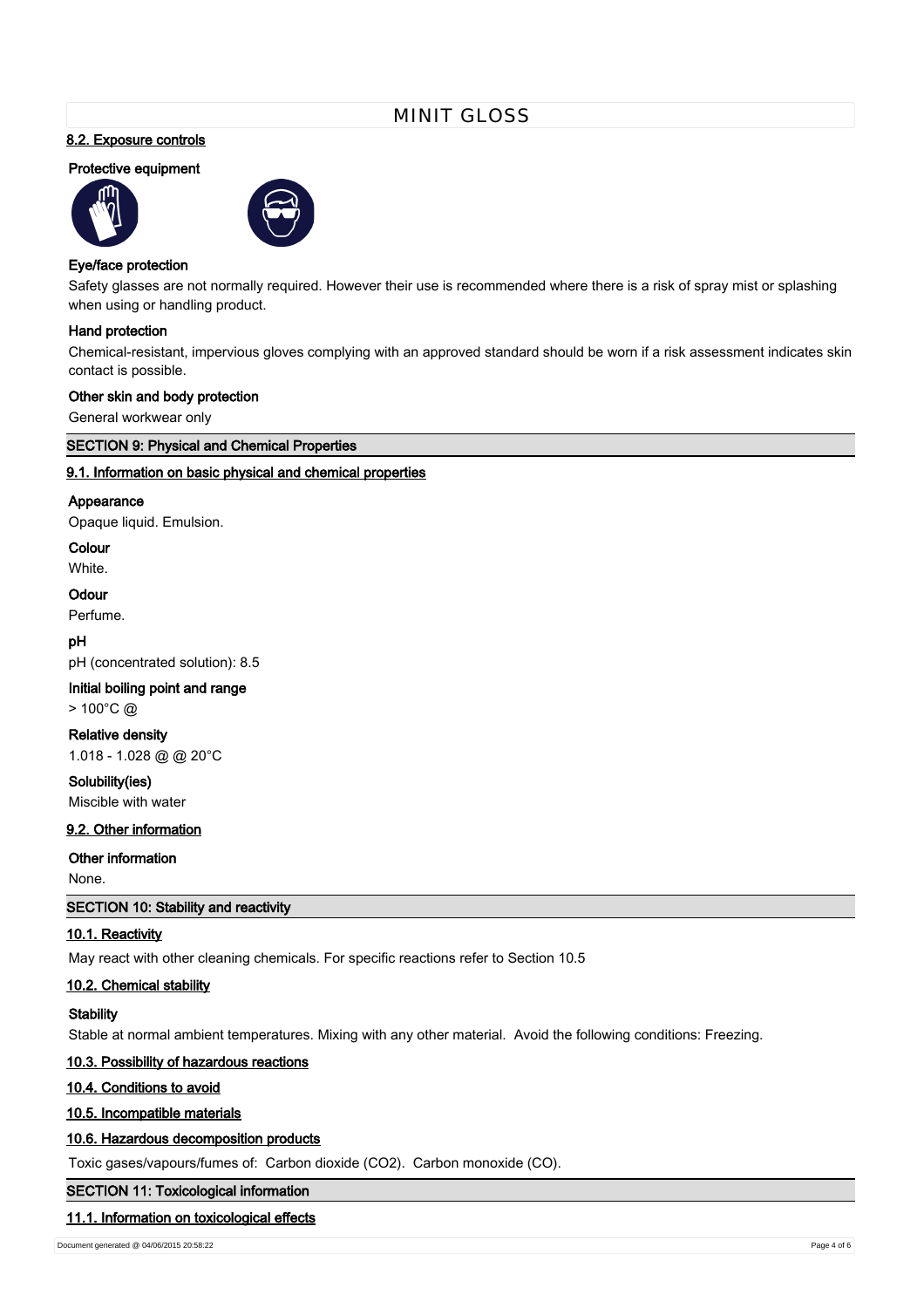#### 8.2. Exposure controls

**Protective equipment**

**Eye/face protection**

Safety glasses are not normally required. However their use is recommended where there is a risk of spray mist or splashing when using or handling product.

**Hand protection**

Chemical-resistant, impervious gloves complying with an approved standard should be worn if a risk assessment indicates skin contact is possible.

**Other skin and body protection**

General workwear only

## SECTION 9: Physical and Chemical Properties

#### 9.1. Information on basic physical and chemical properties

**Appearance**

Opaque liquid. Emulsion.

**Colour**

White.

**Odour**

Perfume.

**pH**

pH (concentrated solution): 8.5

**Initial boiling point and range**

> 100°C @

**Relative density**

1.018 - 1.028 @ @ 20°C

**Solubility(ies)**

Miscible with water

#### 9.2. Other information

**Other information**

None.

## SECTION 10: Stability and reactivity

#### 10.1. Reactivity

May react with other cleaning chemicals. For specific reactions refer to Section 10.5

#### 10.2. Chemical stability

**Stability**

Stable at normal ambient temperatures. Mixing with any other material. Avoid the following conditions: Freezing.

#### 10.3. Possibility of hazardous reactions

#### 10.4. Conditions to avoid

#### 10.5. Incompatible materials

#### 10.6. Hazardous decomposition products

Toxic gases/vapours/fumes of: Carbon dioxide ($CO_2$). Carbon monoxide (CO).

## SECTION 11: Toxicological information

#### 11.1. Information on toxicological effects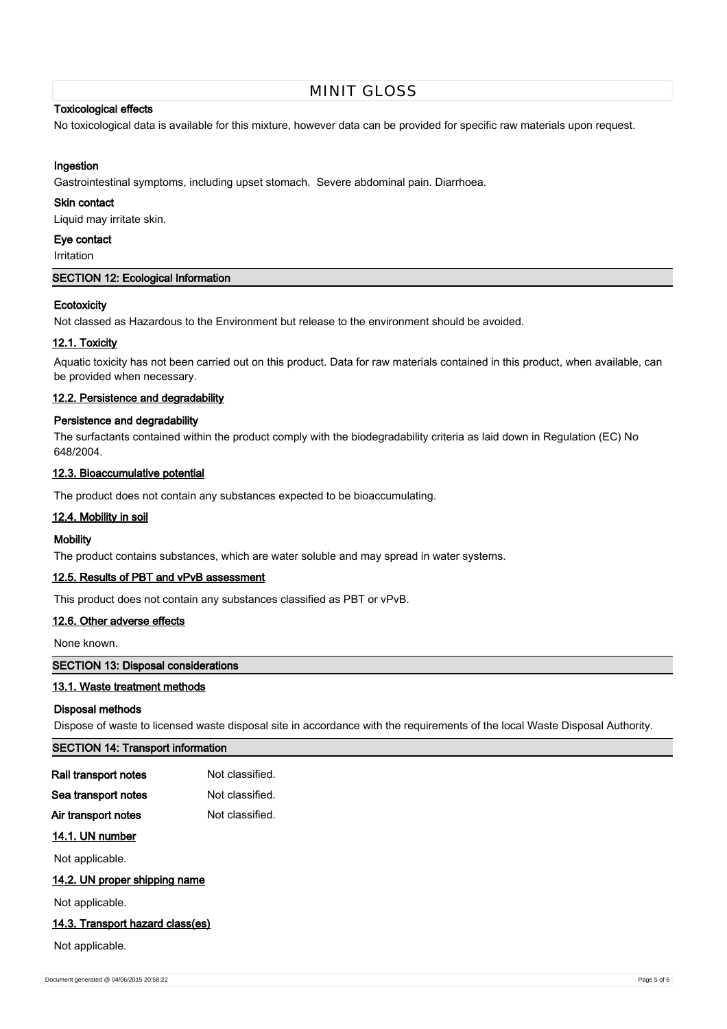### Toxicological effects

No toxicological data is available for this mixture, however data can be provided for specific raw materials upon request.

#### Ingestion

Gastrointestinal symptoms, including upset stomach.  Severe abdominal pain. Diarrhoea.

#### Skin contact

Liquid may irritate skin.

#### Eye contact

Irritation

## SECTION 12: Ecological Information

#### Ecotoxicity

Not classed as Hazardous to the Environment but release to the environment should be avoided.

### 12.1. Toxicity

Aquatic toxicity has not been carried out on this product. Data for raw materials contained in this product, when available, can be provided when necessary.

### 12.2. Persistence and degradability

#### Persistence and degradability

The surfactants contained within the product comply with the biodegradability criteria as laid down in Regulation (EC) No 648/2004.

### 12.3. Bioaccumulative potential

The product does not contain any substances expected to be bioaccumulating.

### 12.4. Mobility in soil

#### Mobility

The product contains substances, which are water soluble and may spread in water systems.

### 12.5. Results of PBT and vPvB assessment

This product does not contain any substances classified as PBT or vPvB.

### 12.6. Other adverse effects

None known.

## SECTION 13: Disposal considerations

### 13.1. Waste treatment methods

#### Disposal methods

Dispose of waste to licensed waste disposal site in accordance with the requirements of the local Waste Disposal Authority.

## SECTION 14: Transport information

**Rail transport notes** Not classified.

**Sea transport notes** Not classified.

**Air transport notes** Not classified.

### 14.1. UN number

Not applicable.

### 14.2. UN proper shipping name

Not applicable.

### 14.3. Transport hazard class(es)

Not applicable.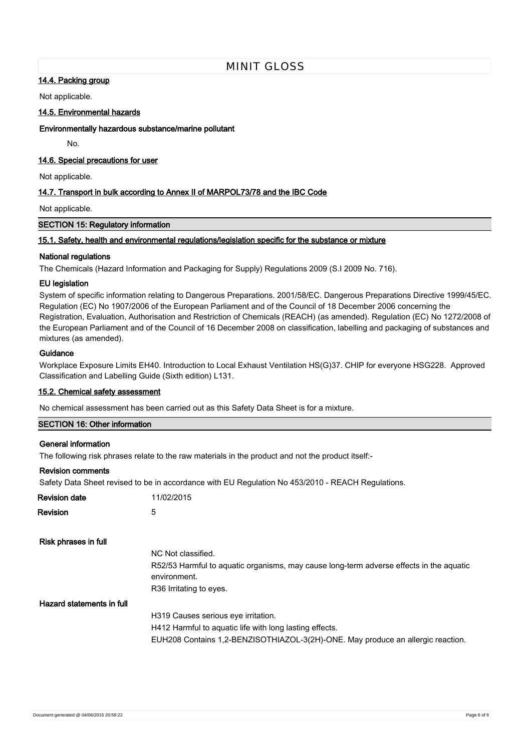#### 14.4. Packing group

Not applicable.

#### 14.5. Environmental hazards

**Environmentally hazardous substance/marine pollutant**

No.

#### 14.6. Special precautions for user

Not applicable.

#### 14.7. Transport in bulk according to Annex II of MARPOL73/78 and the IBC Code

Not applicable.

## SECTION 15: Regulatory information

#### 15.1. Safety, health and environmental regulations/legislation specific for the substance or mixture

**National regulations**

The Chemicals (Hazard Information and Packaging for Supply) Regulations 2009 (S.I 2009 No. 716).

**EU legislation**

System of specific information relating to Dangerous Preparations. 2001/58/EC. Dangerous Preparations Directive 1999/45/EC. Regulation (EC) No 1907/2006 of the European Parliament and of the Council of 18 December 2006 concerning the Registration, Evaluation, Authorisation and Restriction of Chemicals (REACH) (as amended). Regulation (EC) No 1272/2008 of the European Parliament and of the Council of 16 December 2008 on classification, labelling and packaging of substances and mixtures (as amended).

**Guidance**

Workplace Exposure Limits EH40. Introduction to Local Exhaust Ventilation HS(G)37. CHIP for everyone HSG228. Approved Classification and Labelling Guide (Sixth edition) L131.

#### 15.2. Chemical safety assessment

No chemical assessment has been carried out as this Safety Data Sheet is for a mixture.

## SECTION 16: Other information

**General information**

The following risk phrases relate to the raw materials in the product and not the product itself:-

**Revision comments**

Safety Data Sheet revised to be in accordance with EU Regulation No 453/2010 - REACH Regulations.

| | |
|---|---|
| **Revision date** | 11/02/2015 |
| **Revision** | 5 |

**Risk phrases in full**

NC Not classified.

R52/53 Harmful to aquatic organisms, may cause long-term adverse effects in the aquatic environment.

R36 Irritating to eyes.

**Hazard statements in full**

H319 Causes serious eye irritation.

H412 Harmful to aquatic life with long lasting effects.

EUH208 Contains 1,2-BENZISOTHIAZOL-3(2H)-ONE. May produce an allergic reaction.